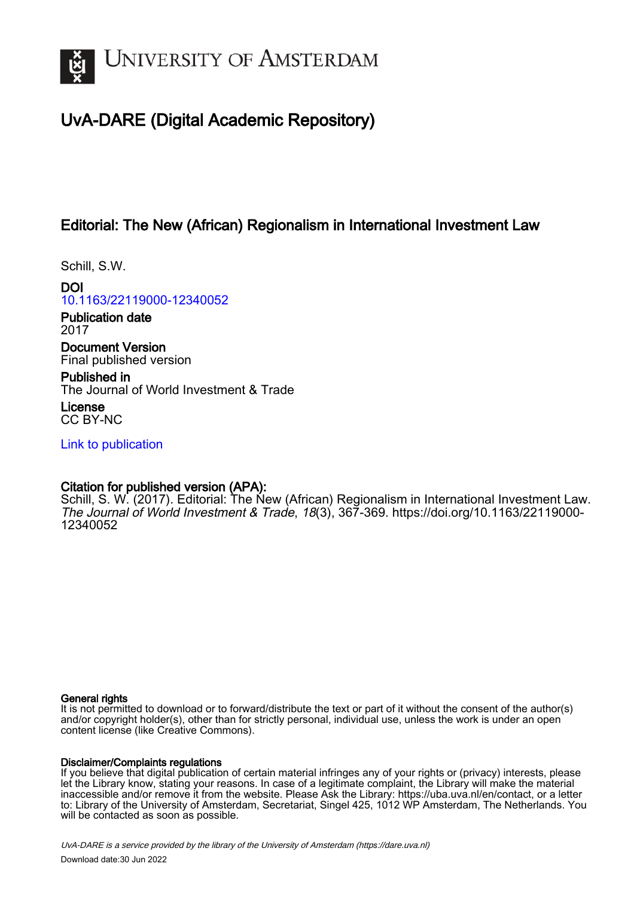# UvA-DARE (Digital Academic Repository)

## Editorial: The New (African) Regionalism in International Investment Law

Schill, S.W.

**DOI**
10.1163/22119000-12340052

**Publication date**
2017

**Document Version**
Final published version

**Published in**
The Journal of World Investment & Trade

**License**
CC BY-NC

Link to publication

**Citation for published version (APA):**
Schill, S. W. (2017). Editorial: The New (African) Regionalism in International Investment Law. *The Journal of World Investment & Trade*, *18*(3), 367-369. https://doi.org/10.1163/22119000-12340052

**General rights**
It is not permitted to download or to forward/distribute the text or part of it without the consent of the author(s) and/or copyright holder(s), other than for strictly personal, individual use, unless the work is under an open content license (like Creative Commons).

**Disclaimer/Complaints regulations**
If you believe that digital publication of certain material infringes any of your rights or (privacy) interests, please let the Library know, stating your reasons. In case of a legitimate complaint, the Library will make the material inaccessible and/or remove it from the website. Please Ask the Library: https://uba.uva.nl/en/contact, or a letter to: Library of the University of Amsterdam, Secretariat, Singel 425, 1012 WP Amsterdam, The Netherlands. You will be contacted as soon as possible.

*UvA-DARE is a service provided by the library of the University of Amsterdam (https://dare.uva.nl)*

Download date:30 Jun 2022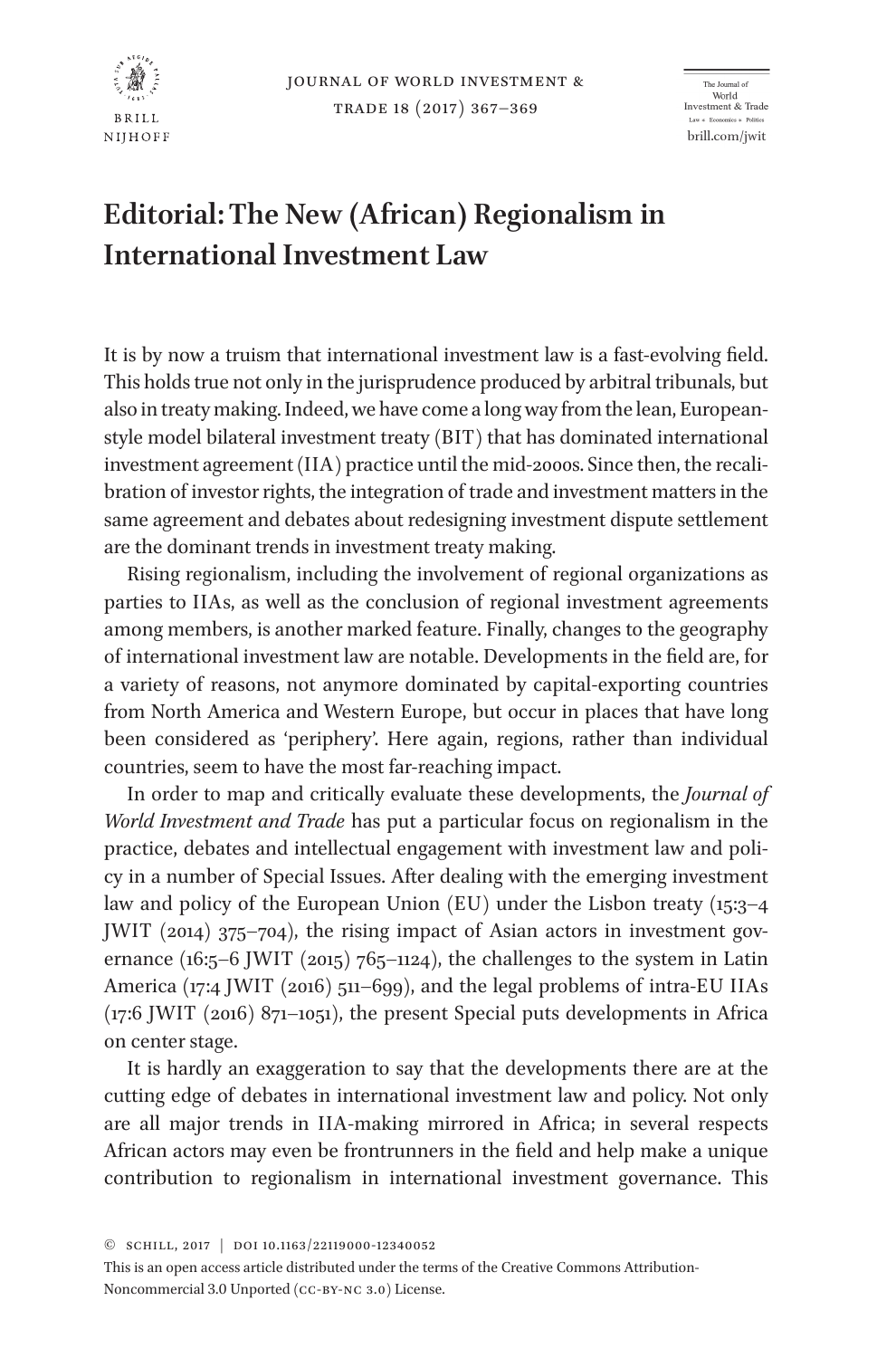# Editorial: The New (African) Regionalism in International Investment Law

It is by now a truism that international investment law is a fast-evolving field. This holds true not only in the jurisprudence produced by arbitral tribunals, but also in treaty making. Indeed, we have come a long way from the lean, European-style model bilateral investment treaty (BIT) that has dominated international investment agreement (IIA) practice until the mid-2000s. Since then, the recalibration of investor rights, the integration of trade and investment matters in the same agreement and debates about redesigning investment dispute settlement are the dominant trends in investment treaty making.

Rising regionalism, including the involvement of regional organizations as parties to IIAs, as well as the conclusion of regional investment agreements among members, is another marked feature. Finally, changes to the geography of international investment law are notable. Developments in the field are, for a variety of reasons, not anymore dominated by capital-exporting countries from North America and Western Europe, but occur in places that have long been considered as 'periphery'. Here again, regions, rather than individual countries, seem to have the most far-reaching impact.

In order to map and critically evaluate these developments, the *Journal of World Investment and Trade* has put a particular focus on regionalism in the practice, debates and intellectual engagement with investment law and policy in a number of Special Issues. After dealing with the emerging investment law and policy of the European Union (EU) under the Lisbon treaty (15:3–4 JWIT (2014) 375–704), the rising impact of Asian actors in investment governance (16:5–6 JWIT (2015) 765–1124), the challenges to the system in Latin America (17:4 JWIT (2016) 511–699), and the legal problems of intra-EU IIAs (17:6 JWIT (2016) 871–1051), the present Special puts developments in Africa on center stage.

It is hardly an exaggeration to say that the developments there are at the cutting edge of debates in international investment law and policy. Not only are all major trends in IIA-making mirrored in Africa; in several respects African actors may even be frontrunners in the field and help make a unique contribution to regionalism in international investment governance. This

© Schill, 2017 | DOI 10.1163/22119000-12340052

This is an open access article distributed under the terms of the Creative Commons Attribution-Noncommercial 3.0 Unported (CC-BY-NC 3.0) License.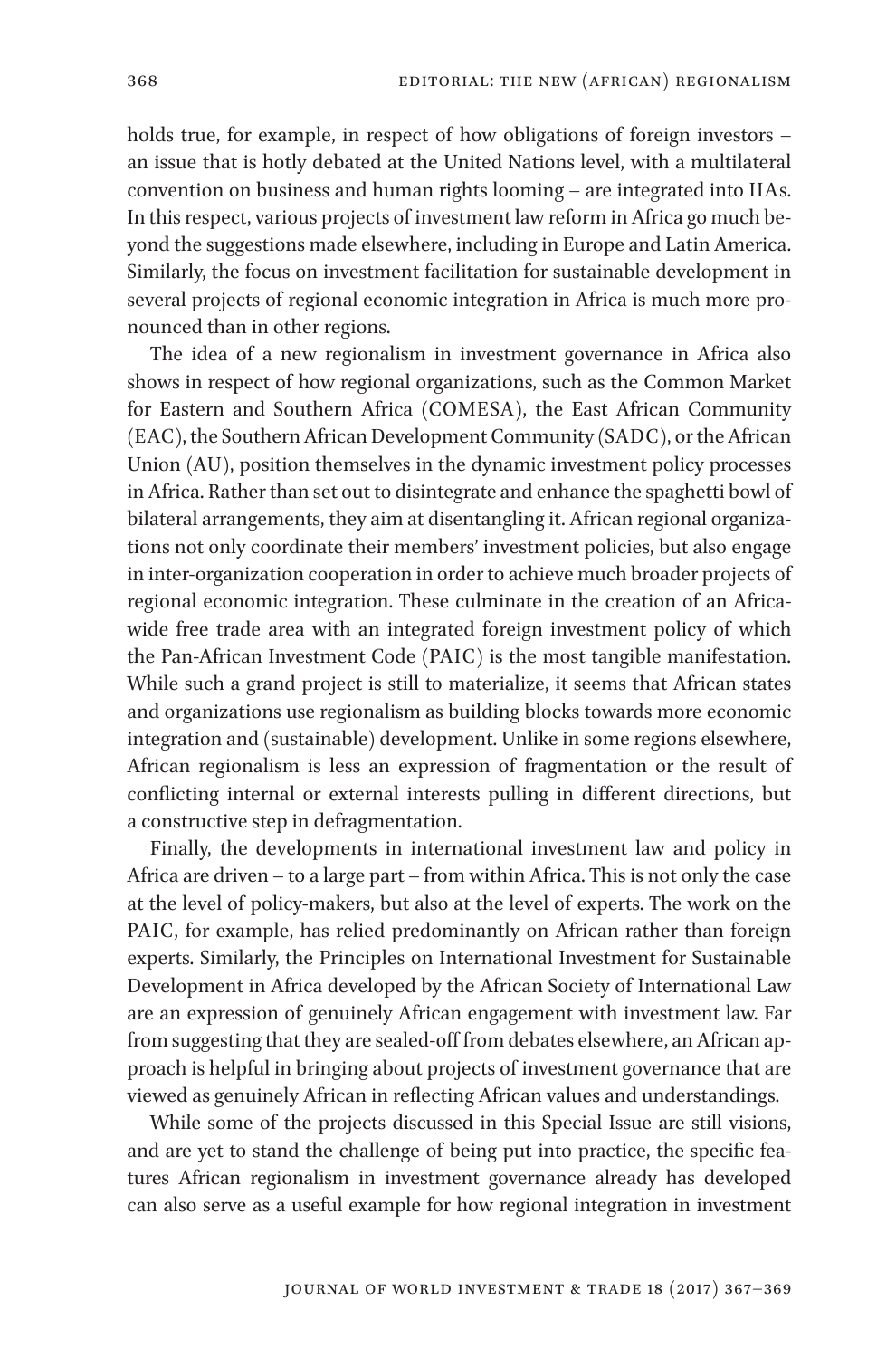holds true, for example, in respect of how obligations of foreign investors – an issue that is hotly debated at the United Nations level, with a multilateral convention on business and human rights looming – are integrated into IIAs. In this respect, various projects of investment law reform in Africa go much beyond the suggestions made elsewhere, including in Europe and Latin America. Similarly, the focus on investment facilitation for sustainable development in several projects of regional economic integration in Africa is much more pronounced than in other regions.

The idea of a new regionalism in investment governance in Africa also shows in respect of how regional organizations, such as the Common Market for Eastern and Southern Africa (COMESA), the East African Community (EAC), the Southern African Development Community (SADC), or the African Union (AU), position themselves in the dynamic investment policy processes in Africa. Rather than set out to disintegrate and enhance the spaghetti bowl of bilateral arrangements, they aim at disentangling it. African regional organizations not only coordinate their members' investment policies, but also engage in inter-organization cooperation in order to achieve much broader projects of regional economic integration. These culminate in the creation of an Africa-wide free trade area with an integrated foreign investment policy of which the Pan-African Investment Code (PAIC) is the most tangible manifestation. While such a grand project is still to materialize, it seems that African states and organizations use regionalism as building blocks towards more economic integration and (sustainable) development. Unlike in some regions elsewhere, African regionalism is less an expression of fragmentation or the result of conflicting internal or external interests pulling in different directions, but a constructive step in defragmentation.

Finally, the developments in international investment law and policy in Africa are driven – to a large part – from within Africa. This is not only the case at the level of policy-makers, but also at the level of experts. The work on the PAIC, for example, has relied predominantly on African rather than foreign experts. Similarly, the Principles on International Investment for Sustainable Development in Africa developed by the African Society of International Law are an expression of genuinely African engagement with investment law. Far from suggesting that they are sealed-off from debates elsewhere, an African approach is helpful in bringing about projects of investment governance that are viewed as genuinely African in reflecting African values and understandings.

While some of the projects discussed in this Special Issue are still visions, and are yet to stand the challenge of being put into practice, the specific features African regionalism in investment governance already has developed can also serve as a useful example for how regional integration in investment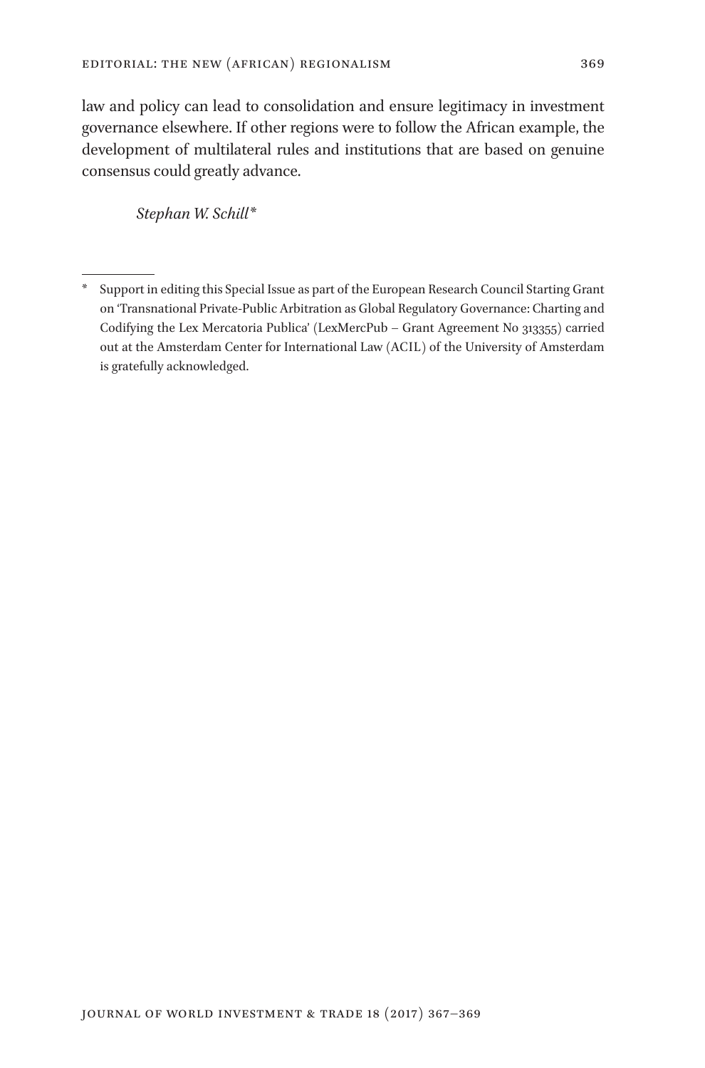law and policy can lead to consolidation and ensure legitimacy in investment governance elsewhere. If other regions were to follow the African example, the development of multilateral rules and institutions that are based on genuine consensus could greatly advance.

*Stephan W. Schill*\*

---

\* Support in editing this Special Issue as part of the European Research Council Starting Grant on 'Transnational Private-Public Arbitration as Global Regulatory Governance: Charting and Codifying the Lex Mercatoria Publica' (LexMercPub – Grant Agreement No 313355) carried out at the Amsterdam Center for International Law (ACIL) of the University of Amsterdam is gratefully acknowledged.